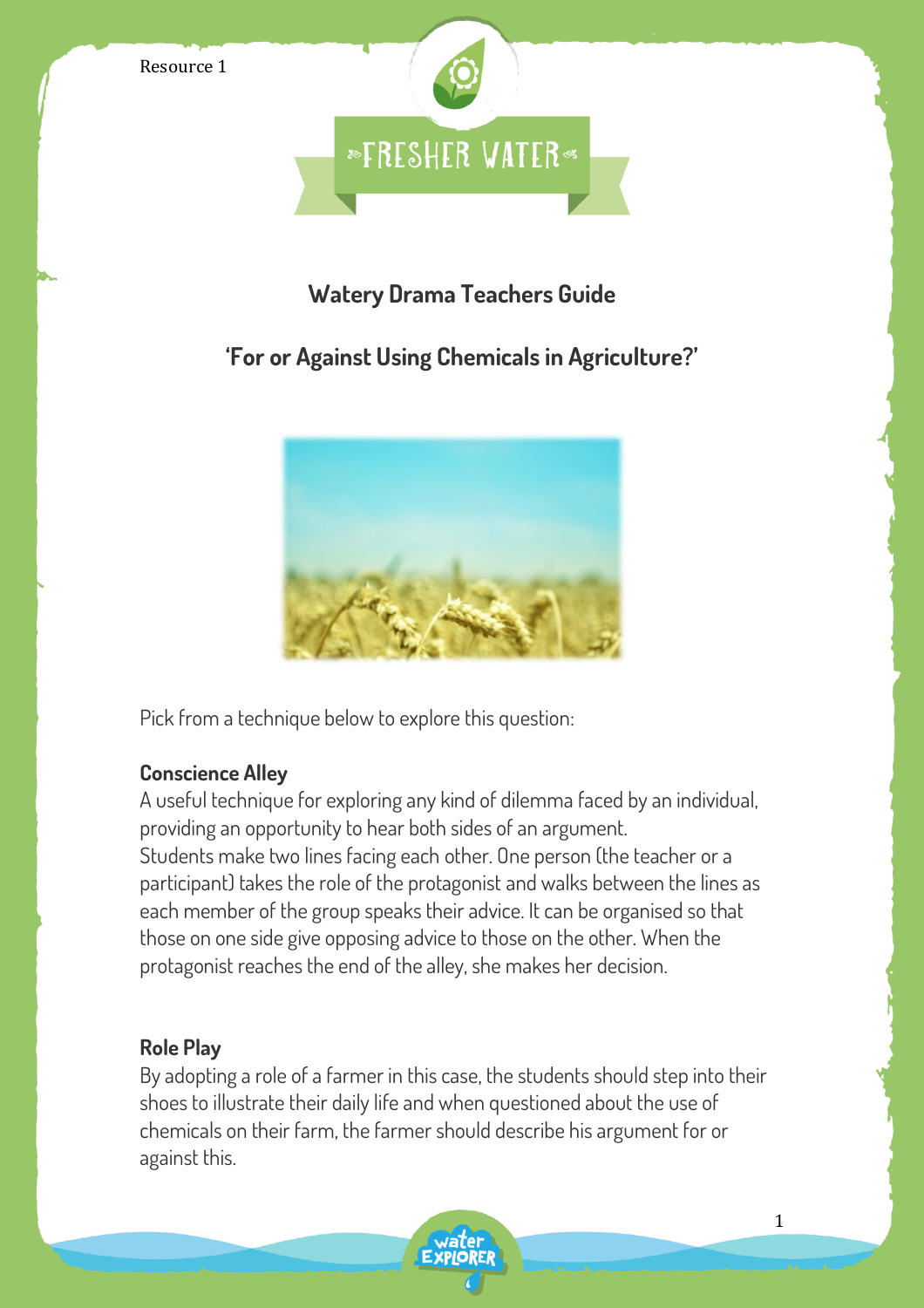Resource 1

FRESHER WATER

## Watery Drama Teachers Guide

## 'For or Against Using Chemicals in Agriculture?'

Pick from a technique below to explore this question:

### Conscience Alley

A useful technique for exploring any kind of dilemma faced by an individual, providing an opportunity to hear both sides of an argument.
Students make two lines facing each other. One person (the teacher or a participant) takes the role of the protagonist and walks between the lines as each member of the group speaks their advice. It can be organised so that those on one side give opposing advice to those on the other. When the protagonist reaches the end of the alley, she makes her decision.

### Role Play

By adopting a role of a farmer in this case, the students should step into their shoes to illustrate their daily life and when questioned about the use of chemicals on their farm, the farmer should describe his argument for or against this.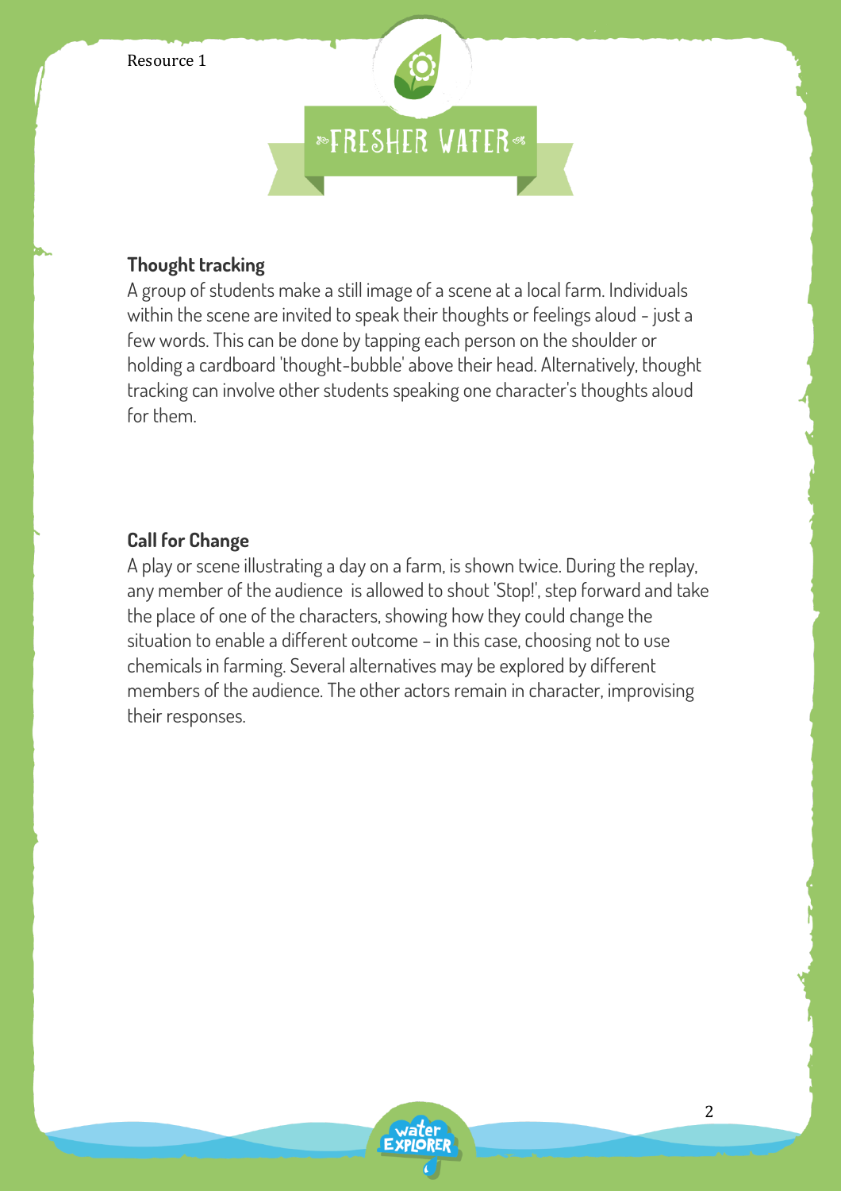Resource 1

# FRESHER WATER

## Thought tracking

A group of students make a still image of a scene at a local farm. Individuals within the scene are invited to speak their thoughts or feelings aloud - just a few words. This can be done by tapping each person on the shoulder or holding a cardboard 'thought-bubble' above their head. Alternatively, thought tracking can involve other students speaking one character's thoughts aloud for them.

## Call for Change

A play or scene illustrating a day on a farm, is shown twice. During the replay, any member of the audience is allowed to shout 'Stop!', step forward and take the place of one of the characters, showing how they could change the situation to enable a different outcome – in this case, choosing not to use chemicals in farming. Several alternatives may be explored by different members of the audience. The other actors remain in character, improvising their responses.